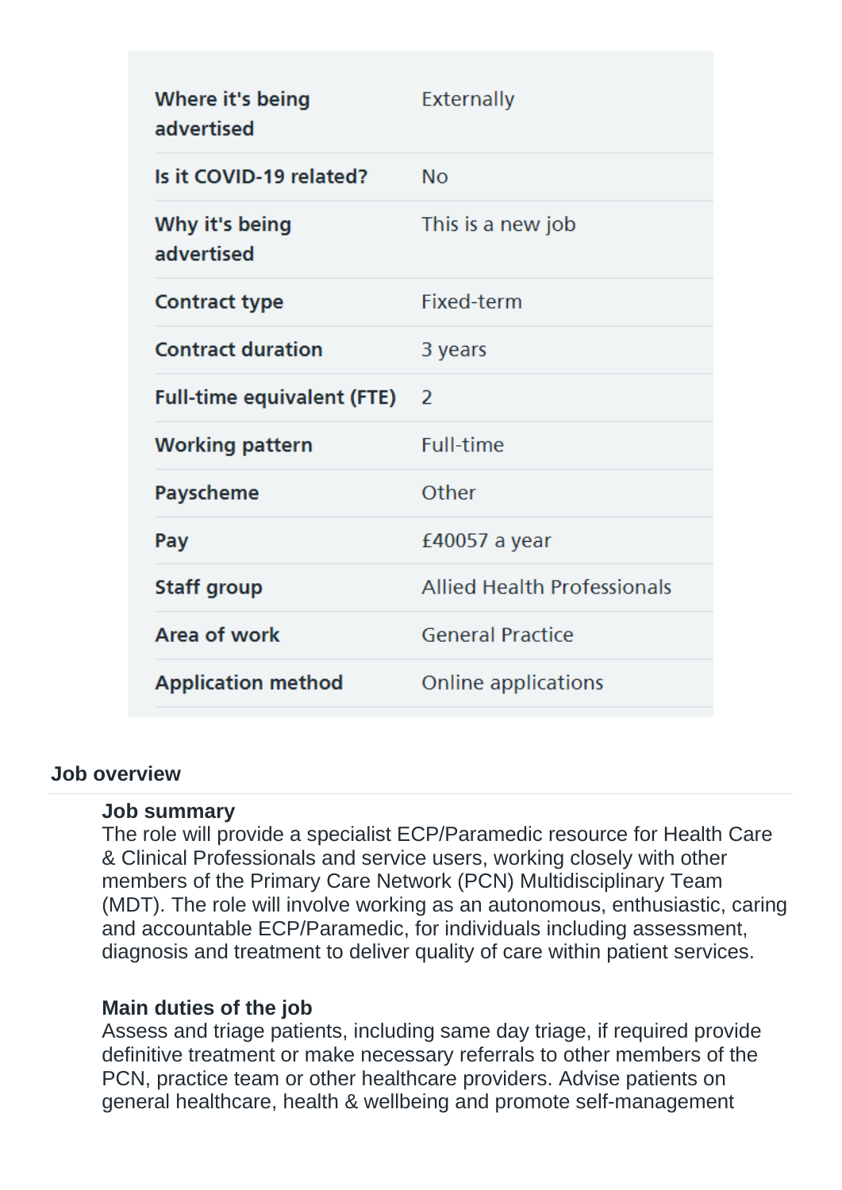| | |
|---|---|
| Where it's being advertised | Externally |
| Is it COVID-19 related? | No |
| Why it's being advertised | This is a new job |
| Contract type | Fixed-term |
| Contract duration | 3 years |
| Full-time equivalent (FTE) | 2 |
| Working pattern | Full-time |
| Payscheme | Other |
| Pay | £40057 a year |
| Staff group | Allied Health Professionals |
| Area of work | General Practice |
| Application method | Online applications |

## Job overview

### Job summary

The role will provide a specialist ECP/Paramedic resource for Health Care & Clinical Professionals and service users, working closely with other members of the Primary Care Network (PCN) Multidisciplinary Team (MDT). The role will involve working as an autonomous, enthusiastic, caring and accountable ECP/Paramedic, for individuals including assessment, diagnosis and treatment to deliver quality of care within patient services.

### Main duties of the job

Assess and triage patients, including same day triage, if required provide definitive treatment or make necessary referrals to other members of the PCN, practice team or other healthcare providers. Advise patients on general healthcare, health & wellbeing and promote self-management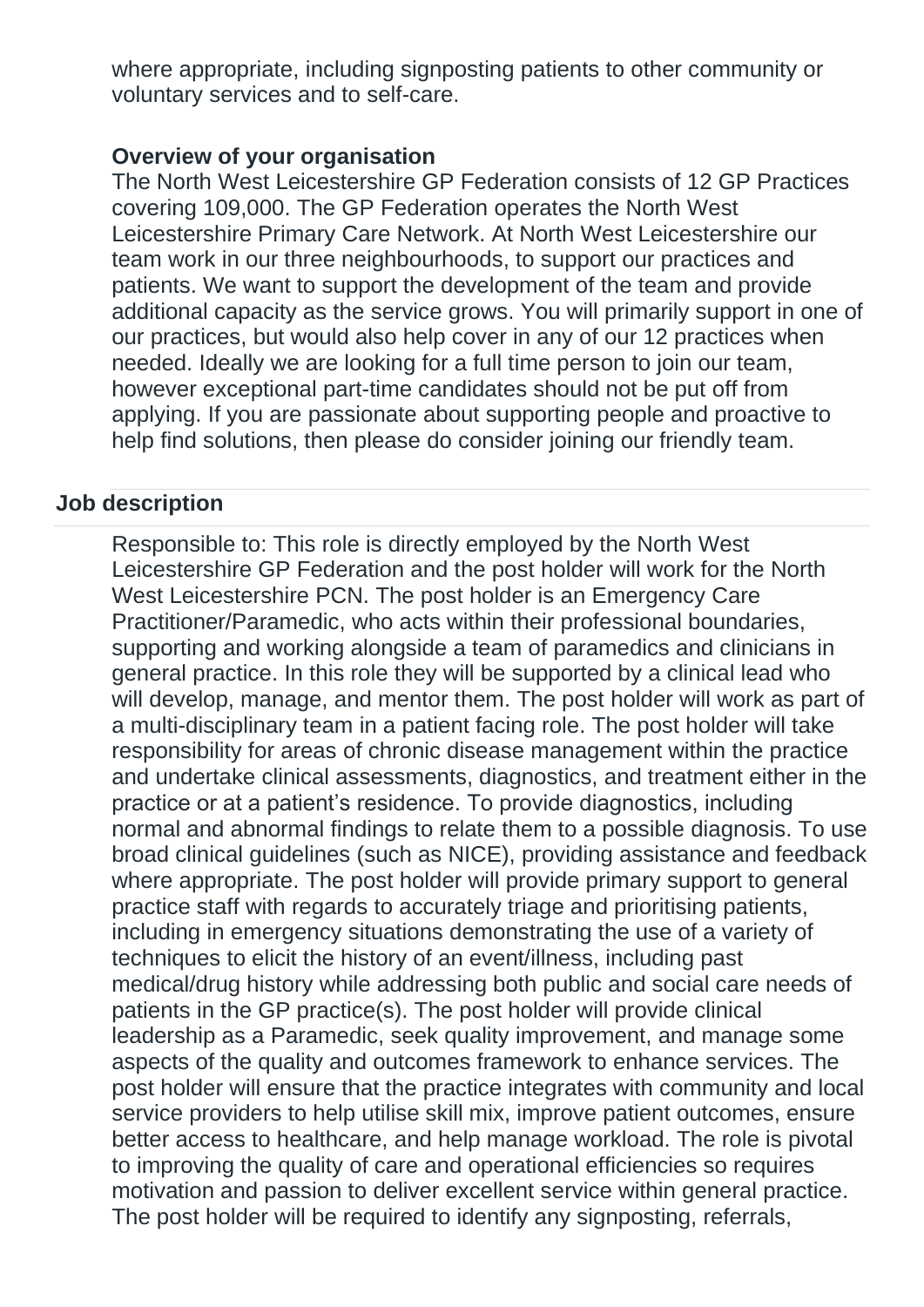where appropriate, including signposting patients to other community or voluntary services and to self-care.

**Overview of your organisation**

The North West Leicestershire GP Federation consists of 12 GP Practices covering 109,000. The GP Federation operates the North West Leicestershire Primary Care Network. At North West Leicestershire our team work in our three neighbourhoods, to support our practices and patients. We want to support the development of the team and provide additional capacity as the service grows. You will primarily support in one of our practices, but would also help cover in any of our 12 practices when needed. Ideally we are looking for a full time person to join our team, however exceptional part-time candidates should not be put off from applying. If you are passionate about supporting people and proactive to help find solutions, then please do consider joining our friendly team.

## Job description

Responsible to: This role is directly employed by the North West Leicestershire GP Federation and the post holder will work for the North West Leicestershire PCN. The post holder is an Emergency Care Practitioner/Paramedic, who acts within their professional boundaries, supporting and working alongside a team of paramedics and clinicians in general practice. In this role they will be supported by a clinical lead who will develop, manage, and mentor them. The post holder will work as part of a multi-disciplinary team in a patient facing role. The post holder will take responsibility for areas of chronic disease management within the practice and undertake clinical assessments, diagnostics, and treatment either in the practice or at a patient’s residence. To provide diagnostics, including normal and abnormal findings to relate them to a possible diagnosis. To use broad clinical guidelines (such as NICE), providing assistance and feedback where appropriate. The post holder will provide primary support to general practice staff with regards to accurately triage and prioritising patients, including in emergency situations demonstrating the use of a variety of techniques to elicit the history of an event/illness, including past medical/drug history while addressing both public and social care needs of patients in the GP practice(s). The post holder will provide clinical leadership as a Paramedic, seek quality improvement, and manage some aspects of the quality and outcomes framework to enhance services. The post holder will ensure that the practice integrates with community and local service providers to help utilise skill mix, improve patient outcomes, ensure better access to healthcare, and help manage workload. The role is pivotal to improving the quality of care and operational efficiencies so requires motivation and passion to deliver excellent service within general practice. The post holder will be required to identify any signposting, referrals,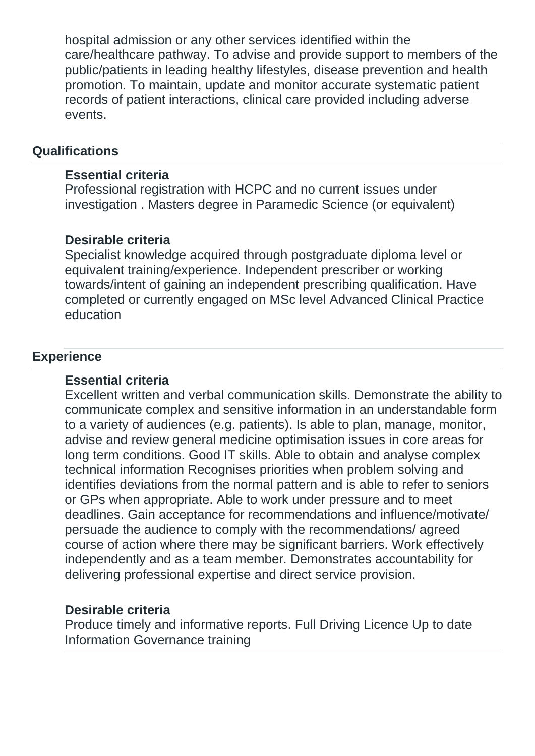hospital admission or any other services identified within the care/healthcare pathway. To advise and provide support to members of the public/patients in leading healthy lifestyles, disease prevention and health promotion. To maintain, update and monitor accurate systematic patient records of patient interactions, clinical care provided including adverse events.

## Qualifications

### Essential criteria

Professional registration with HCPC and no current issues under investigation . Masters degree in Paramedic Science (or equivalent)

### Desirable criteria

Specialist knowledge acquired through postgraduate diploma level or equivalent training/experience. Independent prescriber or working towards/intent of gaining an independent prescribing qualification. Have completed or currently engaged on MSc level Advanced Clinical Practice education

## Experience

### Essential criteria

Excellent written and verbal communication skills. Demonstrate the ability to communicate complex and sensitive information in an understandable form to a variety of audiences (e.g. patients). Is able to plan, manage, monitor, advise and review general medicine optimisation issues in core areas for long term conditions. Good IT skills. Able to obtain and analyse complex technical information Recognises priorities when problem solving and identifies deviations from the normal pattern and is able to refer to seniors or GPs when appropriate. Able to work under pressure and to meet deadlines. Gain acceptance for recommendations and influence/motivate/ persuade the audience to comply with the recommendations/ agreed course of action where there may be significant barriers. Work effectively independently and as a team member. Demonstrates accountability for delivering professional expertise and direct service provision.

### Desirable criteria

Produce timely and informative reports. Full Driving Licence Up to date Information Governance training